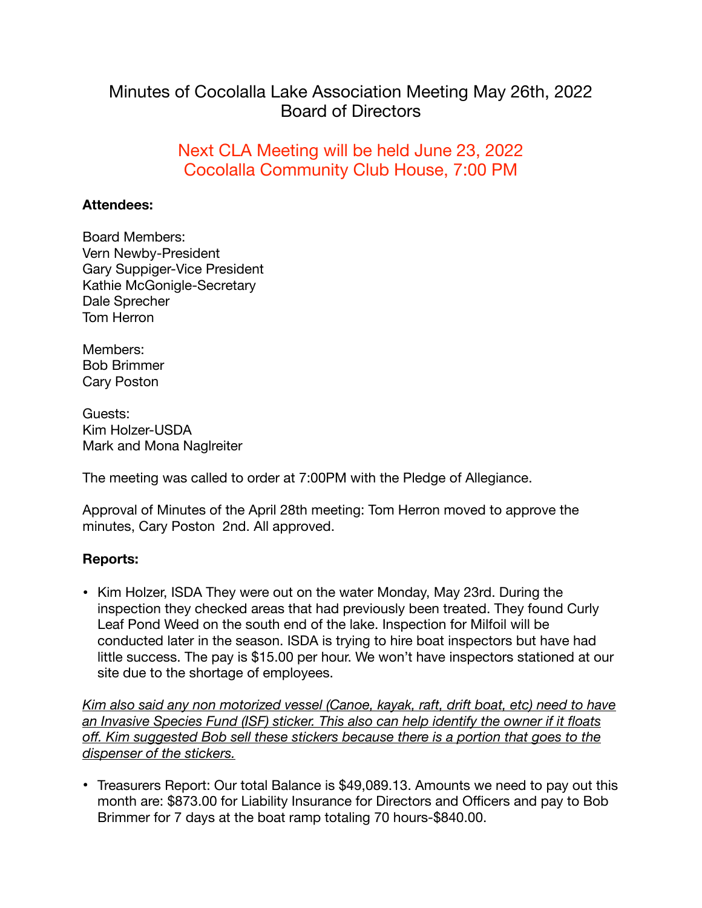# Minutes of Cocolalla Lake Association Meeting May 26th, 2022
# Board of Directors

## Next CLA Meeting will be held June 23, 2022
## Cocolalla Community Club House, 7:00 PM

**Attendees:**

Board Members:
Vern Newby-President
Gary Suppiger-Vice President
Kathie McGonigle-Secretary
Dale Sprecher
Tom Herron

Members:
Bob Brimmer
Cary Poston

Guests:
Kim Holzer-USDA
Mark and Mona Naglreiter

The meeting was called to order at 7:00PM with the Pledge of Allegiance.

Approval of Minutes of the April 28th meeting: Tom Herron moved to approve the minutes, Cary Poston 2nd. All approved.

**Reports:**

- Kim Holzer, ISDA They were out on the water Monday, May 23rd. During the inspection they checked areas that had previously been treated. They found Curly Leaf Pond Weed on the south end of the lake. Inspection for Milfoil will be conducted later in the season. ISDA is trying to hire boat inspectors but have had little success. The pay is $15.00 per hour. We won't have inspectors stationed at our site due to the shortage of employees.

*Kim also said any non motorized vessel (Canoe, kayak, raft, drift boat, etc) need to have an Invasive Species Fund (ISF) sticker. This also can help identify the owner if it floats off. Kim suggested Bob sell these stickers because there is a portion that goes to the dispenser of the stickers.*

- Treasurers Report: Our total Balance is $49,089.13. Amounts we need to pay out this month are: $873.00 for Liability Insurance for Directors and Officers and pay to Bob Brimmer for 7 days at the boat ramp totaling 70 hours-$840.00.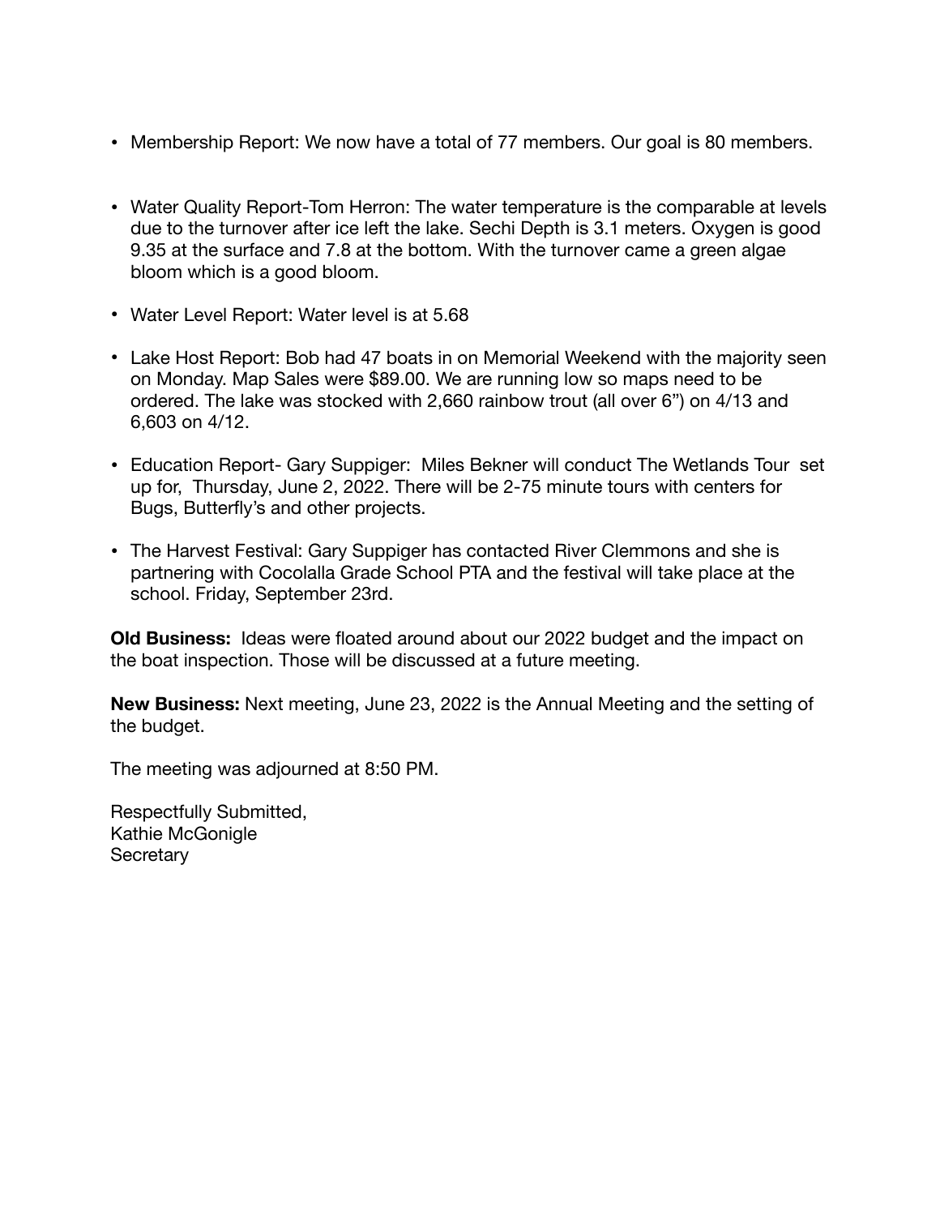- Membership Report: We now have a total of 77 members. Our goal is 80 members.

- Water Quality Report-Tom Herron: The water temperature is the comparable at levels due to the turnover after ice left the lake. Sechi Depth is 3.1 meters. Oxygen is good 9.35 at the surface and 7.8 at the bottom. With the turnover came a green algae bloom which is a good bloom.

- Water Level Report: Water level is at 5.68

- Lake Host Report: Bob had 47 boats in on Memorial Weekend with the majority seen on Monday. Map Sales were $89.00. We are running low so maps need to be ordered. The lake was stocked with 2,660 rainbow trout (all over 6") on 4/13 and 6,603 on 4/12.

- Education Report- Gary Suppiger: Miles Bekner will conduct The Wetlands Tour set up for, Thursday, June 2, 2022. There will be 2-75 minute tours with centers for Bugs, Butterfly's and other projects.

- The Harvest Festival: Gary Suppiger has contacted River Clemmons and she is partnering with Cocolalla Grade School PTA and the festival will take place at the school. Friday, September 23rd.

**Old Business:** Ideas were floated around about our 2022 budget and the impact on the boat inspection. Those will be discussed at a future meeting.

**New Business:** Next meeting, June 23, 2022 is the Annual Meeting and the setting of the budget.

The meeting was adjourned at 8:50 PM.

Respectfully Submitted,
Kathie McGonigle
Secretary